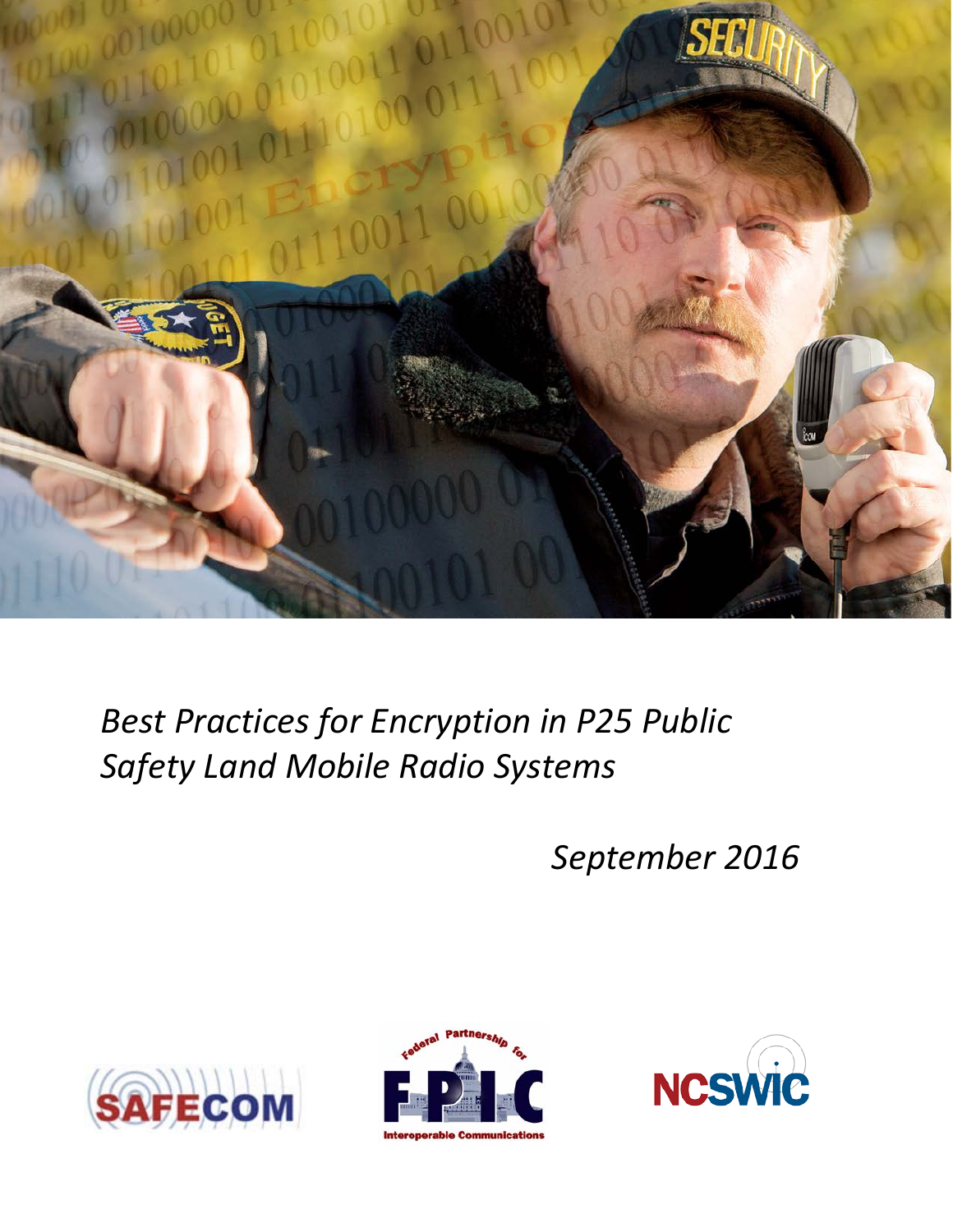*Best Practices for Encryption in P25 Public Safety Land Mobile Radio Systems*

*September 2016*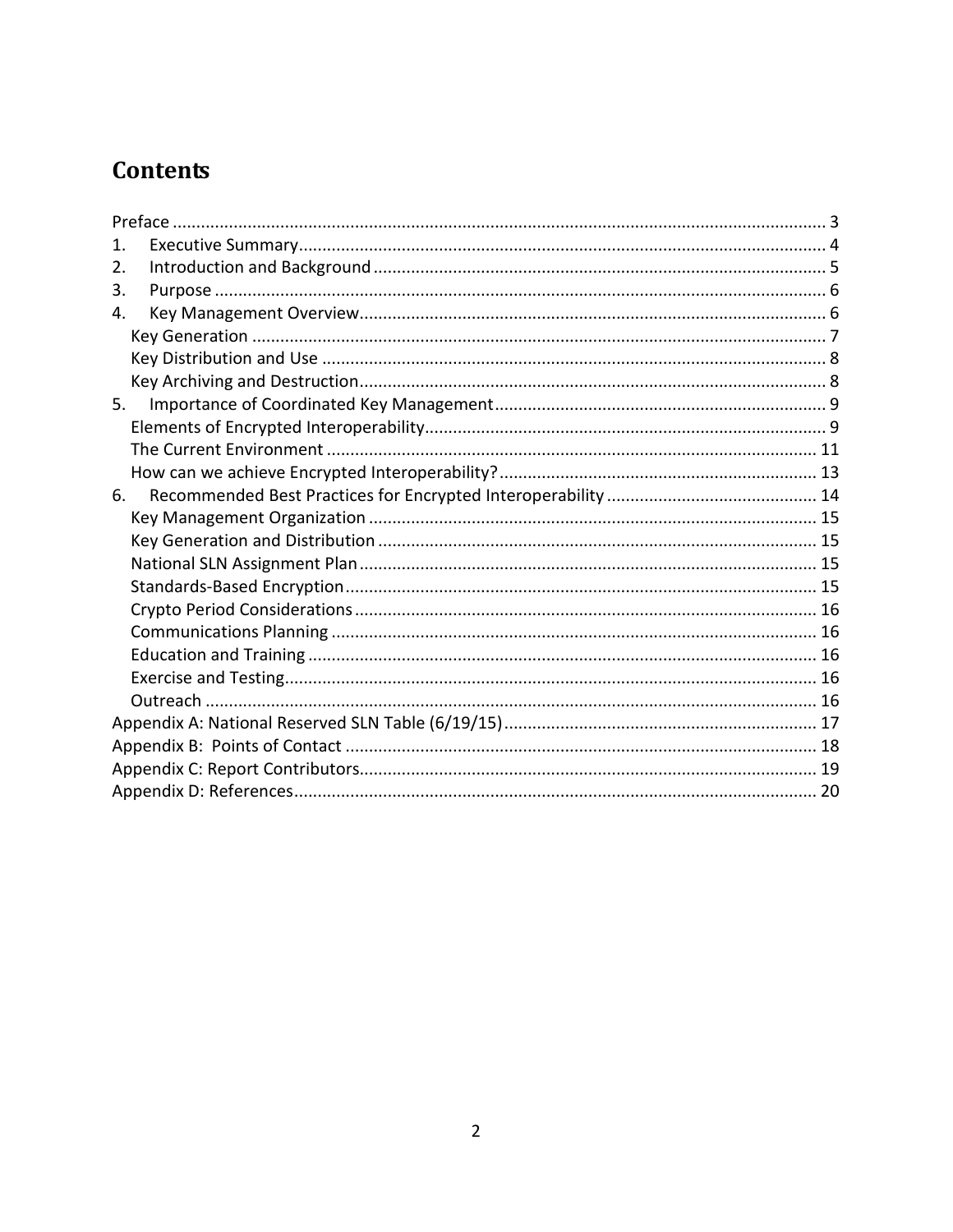# Contents

- Preface ..... 3
- 1. Executive Summary ..... 4
- 2. Introduction and Background ..... 5
- 3. Purpose ..... 6
- 4. Key Management Overview ..... 6
  - Key Generation ..... 7
  - Key Distribution and Use ..... 8
  - Key Archiving and Destruction ..... 8
- 5. Importance of Coordinated Key Management ..... 9
  - Elements of Encrypted Interoperability ..... 9
  - The Current Environment ..... 11
  - How can we achieve Encrypted Interoperability? ..... 13
- 6. Recommended Best Practices for Encrypted Interoperability ..... 14
  - Key Management Organization ..... 15
  - Key Generation and Distribution ..... 15
  - National SLN Assignment Plan ..... 15
  - Standards-Based Encryption ..... 15
  - Crypto Period Considerations ..... 16
  - Communications Planning ..... 16
  - Education and Training ..... 16
  - Exercise and Testing ..... 16
  - Outreach ..... 16
- Appendix A: National Reserved SLN Table (6/19/15) ..... 17
- Appendix B: Points of Contact ..... 18
- Appendix C: Report Contributors ..... 19
- Appendix D: References ..... 20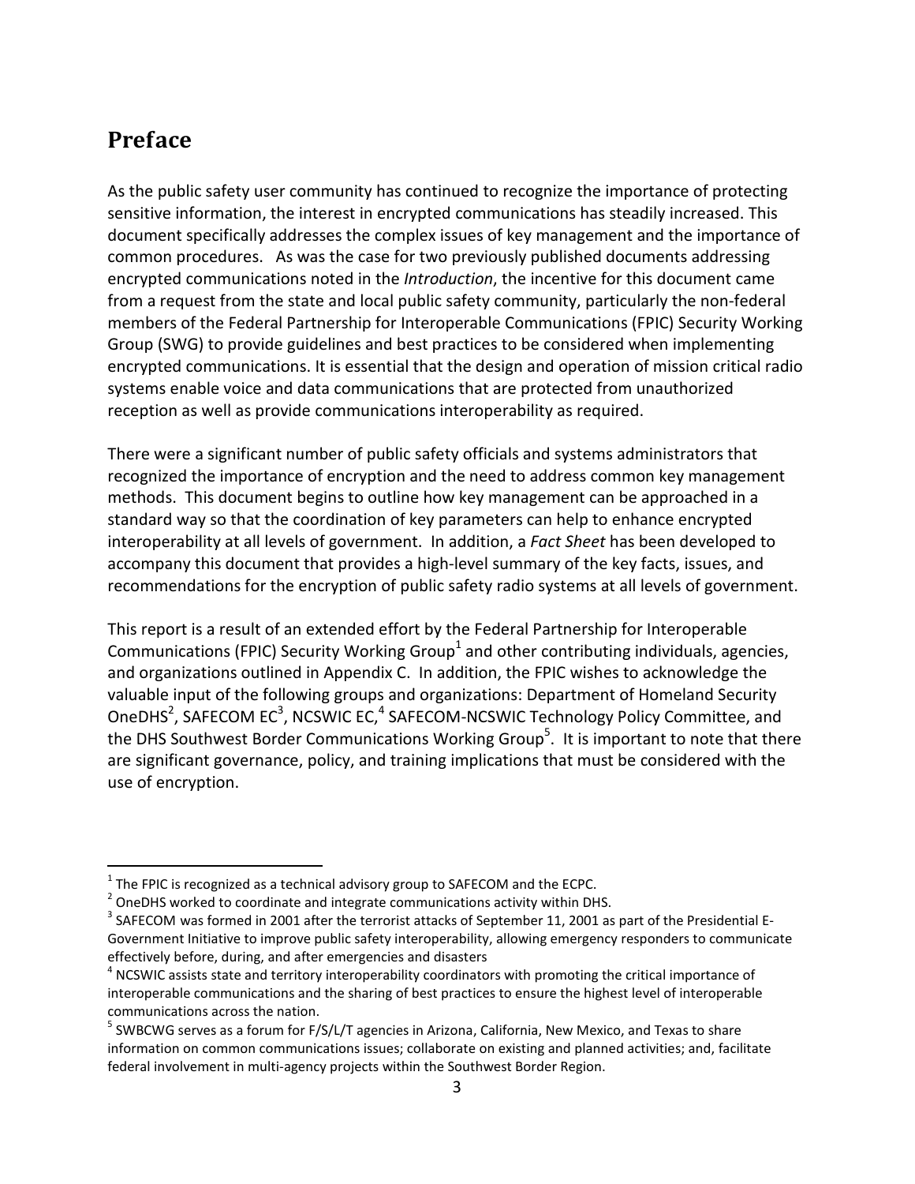## Preface

As the public safety user community has continued to recognize the importance of protecting sensitive information, the interest in encrypted communications has steadily increased. This document specifically addresses the complex issues of key management and the importance of common procedures. As was the case for two previously published documents addressing encrypted communications noted in the *Introduction*, the incentive for this document came from a request from the state and local public safety community, particularly the non-federal members of the Federal Partnership for Interoperable Communications (FPIC) Security Working Group (SWG) to provide guidelines and best practices to be considered when implementing encrypted communications. It is essential that the design and operation of mission critical radio systems enable voice and data communications that are protected from unauthorized reception as well as provide communications interoperability as required.

There were a significant number of public safety officials and systems administrators that recognized the importance of encryption and the need to address common key management methods. This document begins to outline how key management can be approached in a standard way so that the coordination of key parameters can help to enhance encrypted interoperability at all levels of government. In addition, a *Fact Sheet* has been developed to accompany this document that provides a high-level summary of the key facts, issues, and recommendations for the encryption of public safety radio systems at all levels of government.

This report is a result of an extended effort by the Federal Partnership for Interoperable Communications (FPIC) Security Working Group[1] and other contributing individuals, agencies, and organizations outlined in Appendix C. In addition, the FPIC wishes to acknowledge the valuable input of the following groups and organizations: Department of Homeland Security OneDHS[2], SAFECOM EC[3], NCSWIC EC,[4] SAFECOM-NCSWIC Technology Policy Committee, and the DHS Southwest Border Communications Working Group[5]. It is important to note that there are significant governance, policy, and training implications that must be considered with the use of encryption.

---

[1] The FPIC is recognized as a technical advisory group to SAFECOM and the ECPC.

[2] OneDHS worked to coordinate and integrate communications activity within DHS.

[3] SAFECOM was formed in 2001 after the terrorist attacks of September 11, 2001 as part of the Presidential E-Government Initiative to improve public safety interoperability, allowing emergency responders to communicate effectively before, during, and after emergencies and disasters

[4] NCSWIC assists state and territory interoperability coordinators with promoting the critical importance of interoperable communications and the sharing of best practices to ensure the highest level of interoperable communications across the nation.

[5] SWBCWG serves as a forum for F/S/L/T agencies in Arizona, California, New Mexico, and Texas to share information on common communications issues; collaborate on existing and planned activities; and, facilitate federal involvement in multi-agency projects within the Southwest Border Region.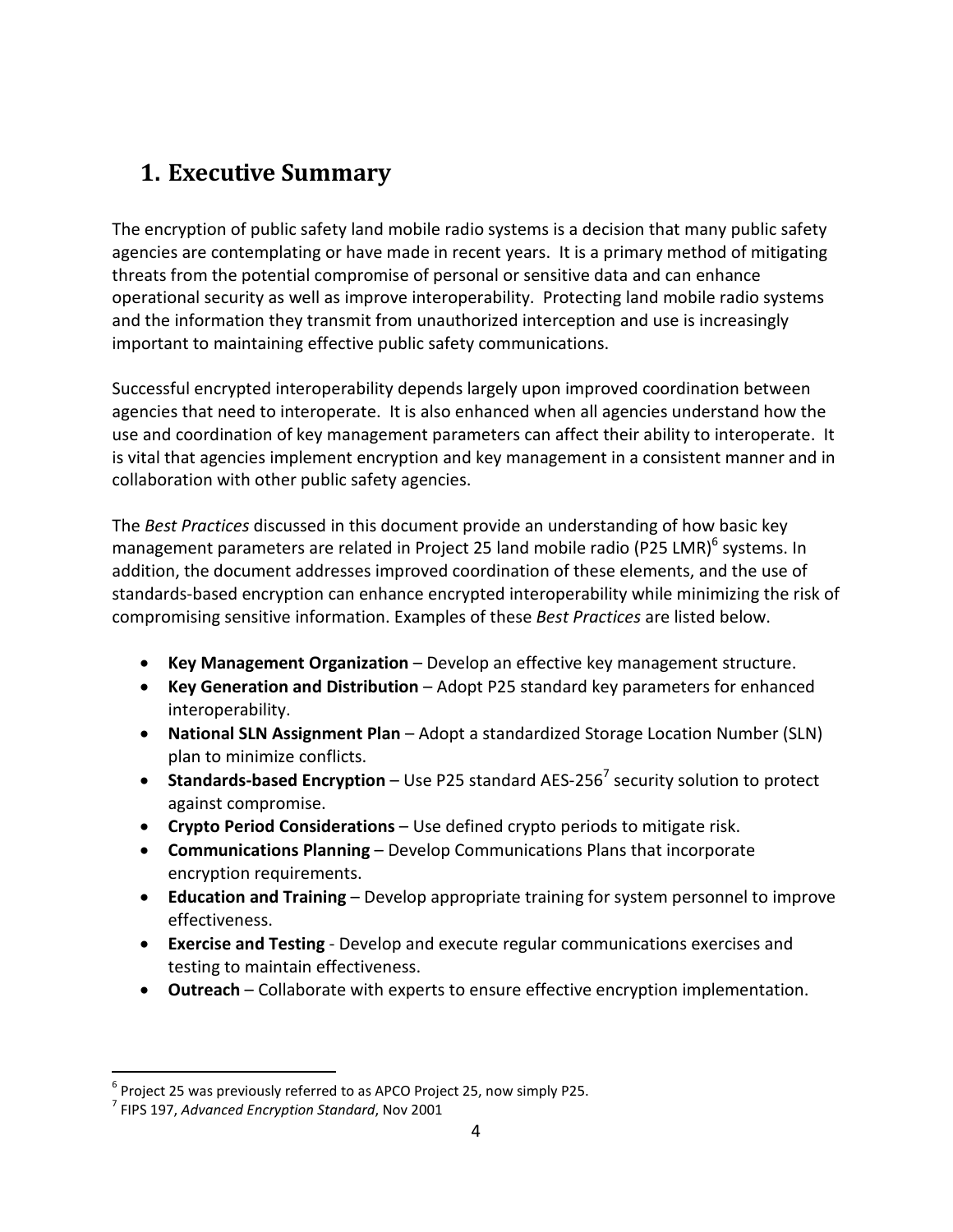## 1. Executive Summary

The encryption of public safety land mobile radio systems is a decision that many public safety agencies are contemplating or have made in recent years. It is a primary method of mitigating threats from the potential compromise of personal or sensitive data and can enhance operational security as well as improve interoperability. Protecting land mobile radio systems and the information they transmit from unauthorized interception and use is increasingly important to maintaining effective public safety communications.

Successful encrypted interoperability depends largely upon improved coordination between agencies that need to interoperate. It is also enhanced when all agencies understand how the use and coordination of key management parameters can affect their ability to interoperate. It is vital that agencies implement encryption and key management in a consistent manner and in collaboration with other public safety agencies.

The *Best Practices* discussed in this document provide an understanding of how basic key management parameters are related in Project 25 land mobile radio (P25 LMR)[6] systems. In addition, the document addresses improved coordination of these elements, and the use of standards-based encryption can enhance encrypted interoperability while minimizing the risk of compromising sensitive information. Examples of these *Best Practices* are listed below.

- **Key Management Organization** – Develop an effective key management structure.
- **Key Generation and Distribution** – Adopt P25 standard key parameters for enhanced interoperability.
- **National SLN Assignment Plan** – Adopt a standardized Storage Location Number (SLN) plan to minimize conflicts.
- **Standards-based Encryption** – Use P25 standard AES-256[7] security solution to protect against compromise.
- **Crypto Period Considerations** – Use defined crypto periods to mitigate risk.
- **Communications Planning** – Develop Communications Plans that incorporate encryption requirements.
- **Education and Training** – Develop appropriate training for system personnel to improve effectiveness.
- **Exercise and Testing** - Develop and execute regular communications exercises and testing to maintain effectiveness.
- **Outreach** – Collaborate with experts to ensure effective encryption implementation.

---

[6] Project 25 was previously referred to as APCO Project 25, now simply P25.

[7] FIPS 197, *Advanced Encryption Standard*, Nov 2001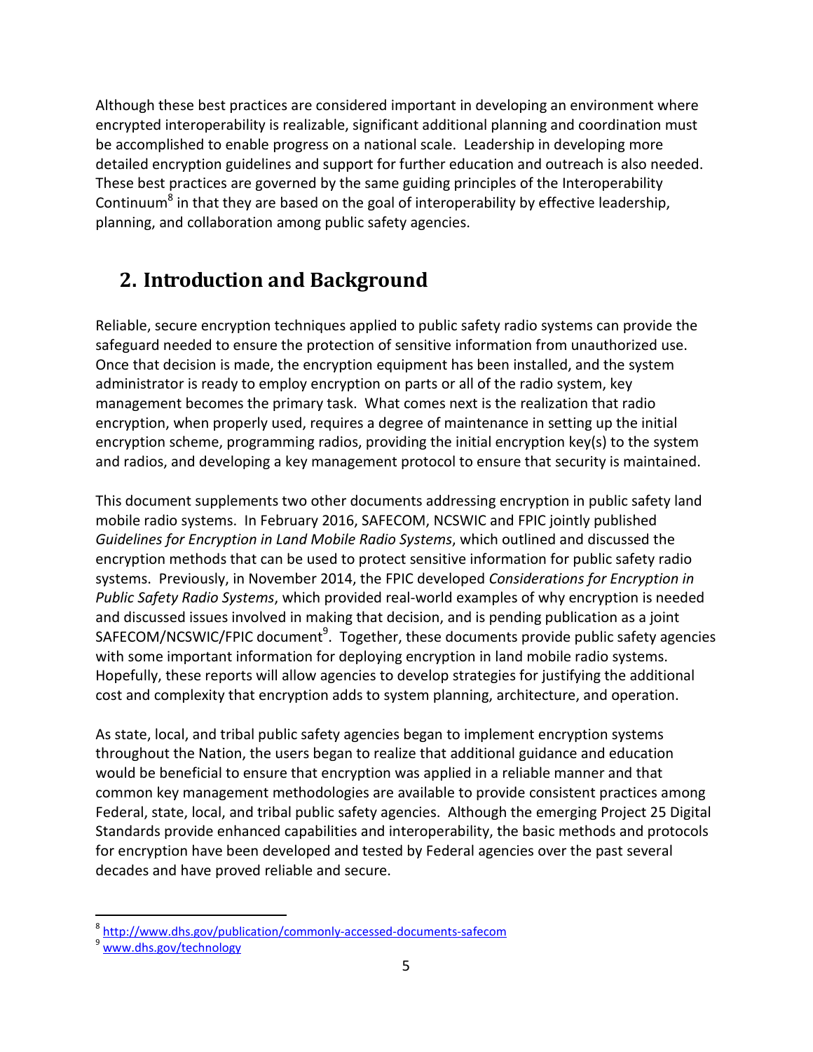Although these best practices are considered important in developing an environment where encrypted interoperability is realizable, significant additional planning and coordination must be accomplished to enable progress on a national scale. Leadership in developing more detailed encryption guidelines and support for further education and outreach is also needed. These best practices are governed by the same guiding principles of the Interoperability Continuum[8] in that they are based on the goal of interoperability by effective leadership, planning, and collaboration among public safety agencies.

## 2. Introduction and Background

Reliable, secure encryption techniques applied to public safety radio systems can provide the safeguard needed to ensure the protection of sensitive information from unauthorized use. Once that decision is made, the encryption equipment has been installed, and the system administrator is ready to employ encryption on parts or all of the radio system, key management becomes the primary task. What comes next is the realization that radio encryption, when properly used, requires a degree of maintenance in setting up the initial encryption scheme, programming radios, providing the initial encryption key(s) to the system and radios, and developing a key management protocol to ensure that security is maintained.

This document supplements two other documents addressing encryption in public safety land mobile radio systems. In February 2016, SAFECOM, NCSWIC and FPIC jointly published *Guidelines for Encryption in Land Mobile Radio Systems*, which outlined and discussed the encryption methods that can be used to protect sensitive information for public safety radio systems. Previously, in November 2014, the FPIC developed *Considerations for Encryption in Public Safety Radio Systems*, which provided real-world examples of why encryption is needed and discussed issues involved in making that decision, and is pending publication as a joint SAFECOM/NCSWIC/FPIC document[9]. Together, these documents provide public safety agencies with some important information for deploying encryption in land mobile radio systems. Hopefully, these reports will allow agencies to develop strategies for justifying the additional cost and complexity that encryption adds to system planning, architecture, and operation.

As state, local, and tribal public safety agencies began to implement encryption systems throughout the Nation, the users began to realize that additional guidance and education would be beneficial to ensure that encryption was applied in a reliable manner and that common key management methodologies are available to provide consistent practices among Federal, state, local, and tribal public safety agencies. Although the emerging Project 25 Digital Standards provide enhanced capabilities and interoperability, the basic methods and protocols for encryption have been developed and tested by Federal agencies over the past several decades and have proved reliable and secure.

[8] http://www.dhs.gov/publication/commonly-accessed-documents-safecom

[9] www.dhs.gov/technology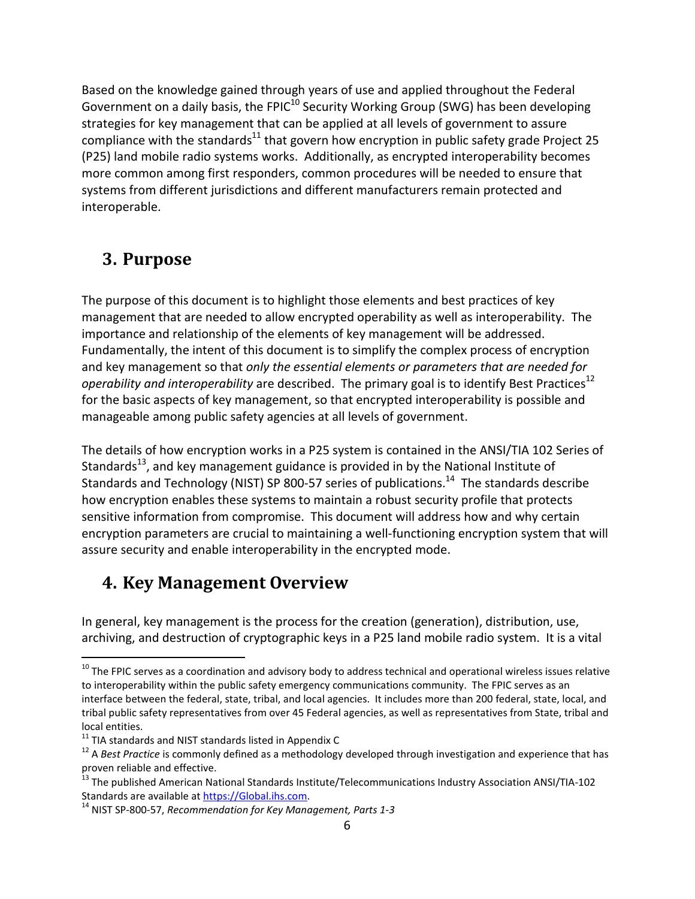Based on the knowledge gained through years of use and applied throughout the Federal Government on a daily basis, the FPIC[10] Security Working Group (SWG) has been developing strategies for key management that can be applied at all levels of government to assure compliance with the standards[11] that govern how encryption in public safety grade Project 25 (P25) land mobile radio systems works. Additionally, as encrypted interoperability becomes more common among first responders, common procedures will be needed to ensure that systems from different jurisdictions and different manufacturers remain protected and interoperable.

## 3. Purpose

The purpose of this document is to highlight those elements and best practices of key management that are needed to allow encrypted operability as well as interoperability. The importance and relationship of the elements of key management will be addressed. Fundamentally, the intent of this document is to simplify the complex process of encryption and key management so that *only the essential elements or parameters that are needed for operability and interoperability* are described. The primary goal is to identify Best Practices[12] for the basic aspects of key management, so that encrypted interoperability is possible and manageable among public safety agencies at all levels of government.

The details of how encryption works in a P25 system is contained in the ANSI/TIA 102 Series of Standards[13], and key management guidance is provided in by the National Institute of Standards and Technology (NIST) SP 800-57 series of publications.[14] The standards describe how encryption enables these systems to maintain a robust security profile that protects sensitive information from compromise. This document will address how and why certain encryption parameters are crucial to maintaining a well-functioning encryption system that will assure security and enable interoperability in the encrypted mode.

## 4. Key Management Overview

In general, key management is the process for the creation (generation), distribution, use, archiving, and destruction of cryptographic keys in a P25 land mobile radio system. It is a vital

---

[10] The FPIC serves as a coordination and advisory body to address technical and operational wireless issues relative to interoperability within the public safety emergency communications community. The FPIC serves as an interface between the federal, state, tribal, and local agencies. It includes more than 200 federal, state, local, and tribal public safety representatives from over 45 Federal agencies, as well as representatives from State, tribal and local entities.

[11] TIA standards and NIST standards listed in Appendix C

[12] A *Best Practice* is commonly defined as a methodology developed through investigation and experience that has proven reliable and effective.

[13] The published American National Standards Institute/Telecommunications Industry Association ANSI/TIA-102 Standards are available at https://Global.ihs.com.

[14] NIST SP-800-57, *Recommendation for Key Management, Parts 1-3*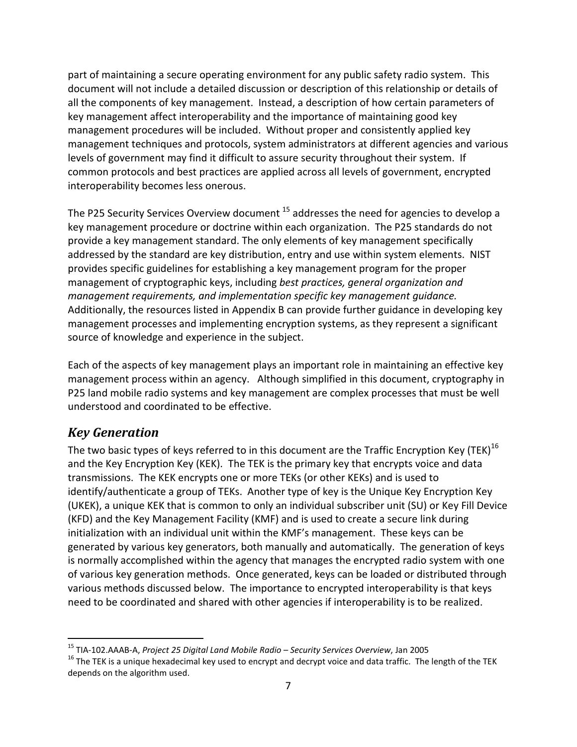part of maintaining a secure operating environment for any public safety radio system. This document will not include a detailed discussion or description of this relationship or details of all the components of key management. Instead, a description of how certain parameters of key management affect interoperability and the importance of maintaining good key management procedures will be included. Without proper and consistently applied key management techniques and protocols, system administrators at different agencies and various levels of government may find it difficult to assure security throughout their system. If common protocols and best practices are applied across all levels of government, encrypted interoperability becomes less onerous.

The P25 Security Services Overview document [15] addresses the need for agencies to develop a key management procedure or doctrine within each organization. The P25 standards do not provide a key management standard. The only elements of key management specifically addressed by the standard are key distribution, entry and use within system elements. NIST provides specific guidelines for establishing a key management program for the proper management of cryptographic keys, including *best practices, general organization and management requirements, and implementation specific key management guidance.* Additionally, the resources listed in Appendix B can provide further guidance in developing key management processes and implementing encryption systems, as they represent a significant source of knowledge and experience in the subject.

Each of the aspects of key management plays an important role in maintaining an effective key management process within an agency. Although simplified in this document, cryptography in P25 land mobile radio systems and key management are complex processes that must be well understood and coordinated to be effective.

## *Key Generation*

The two basic types of keys referred to in this document are the Traffic Encryption Key (TEK)[16] and the Key Encryption Key (KEK). The TEK is the primary key that encrypts voice and data transmissions. The KEK encrypts one or more TEKs (or other KEKs) and is used to identify/authenticate a group of TEKs. Another type of key is the Unique Key Encryption Key (UKEK), a unique KEK that is common to only an individual subscriber unit (SU) or Key Fill Device (KFD) and the Key Management Facility (KMF) and is used to create a secure link during initialization with an individual unit within the KMF's management. These keys can be generated by various key generators, both manually and automatically. The generation of keys is normally accomplished within the agency that manages the encrypted radio system with one of various key generation methods. Once generated, keys can be loaded or distributed through various methods discussed below. The importance to encrypted interoperability is that keys need to be coordinated and shared with other agencies if interoperability is to be realized.

---

[15] TIA-102.AAAB-A, *Project 25 Digital Land Mobile Radio – Security Services Overview*, Jan 2005

[16] The TEK is a unique hexadecimal key used to encrypt and decrypt voice and data traffic. The length of the TEK depends on the algorithm used.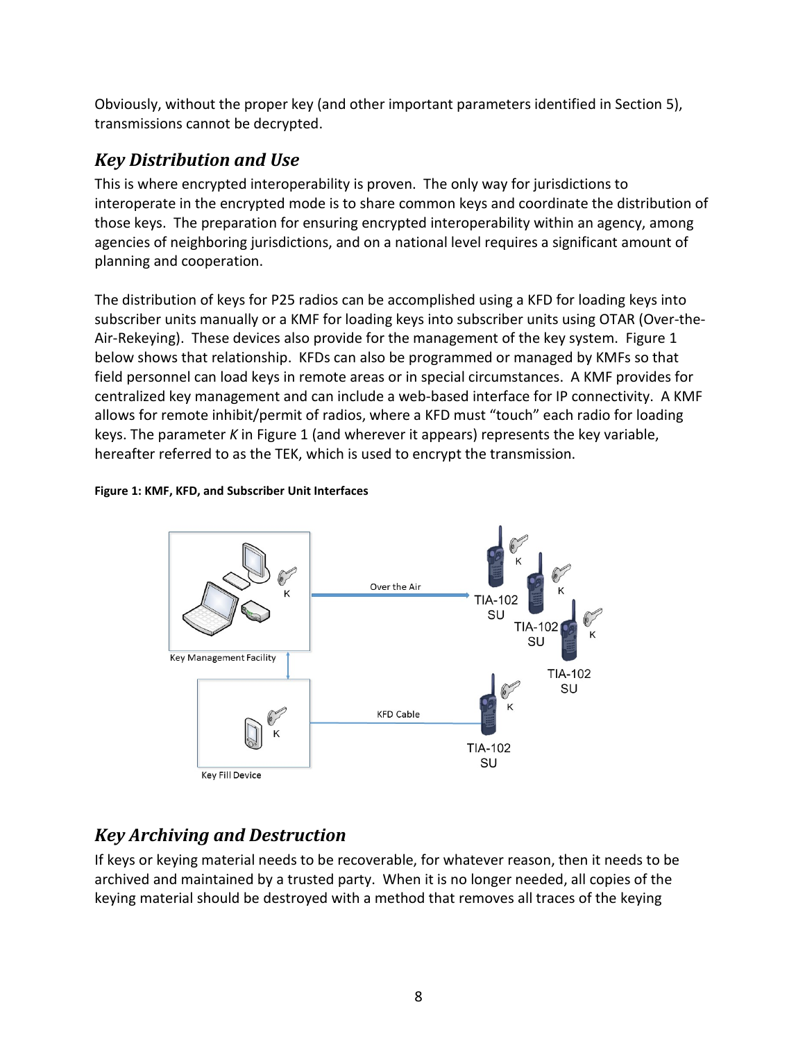Obviously, without the proper key (and other important parameters identified in Section 5), transmissions cannot be decrypted.

## *Key Distribution and Use*

This is where encrypted interoperability is proven. The only way for jurisdictions to interoperate in the encrypted mode is to share common keys and coordinate the distribution of those keys. The preparation for ensuring encrypted interoperability within an agency, among agencies of neighboring jurisdictions, and on a national level requires a significant amount of planning and cooperation.

The distribution of keys for P25 radios can be accomplished using a KFD for loading keys into subscriber units manually or a KMF for loading keys into subscriber units using OTAR (Over-the-Air-Rekeying). These devices also provide for the management of the key system. Figure 1 below shows that relationship. KFDs can also be programmed or managed by KMFs so that field personnel can load keys in remote areas or in special circumstances. A KMF provides for centralized key management and can include a web-based interface for IP connectivity. A KMF allows for remote inhibit/permit of radios, where a KFD must "touch" each radio for loading keys. The parameter *K* in Figure 1 (and wherever it appears) represents the key variable, hereafter referred to as the TEK, which is used to encrypt the transmission.

**Figure 1: KMF, KFD, and Subscriber Unit Interfaces**

## *Key Archiving and Destruction*

If keys or keying material needs to be recoverable, for whatever reason, then it needs to be archived and maintained by a trusted party. When it is no longer needed, all copies of the keying material should be destroyed with a method that removes all traces of the keying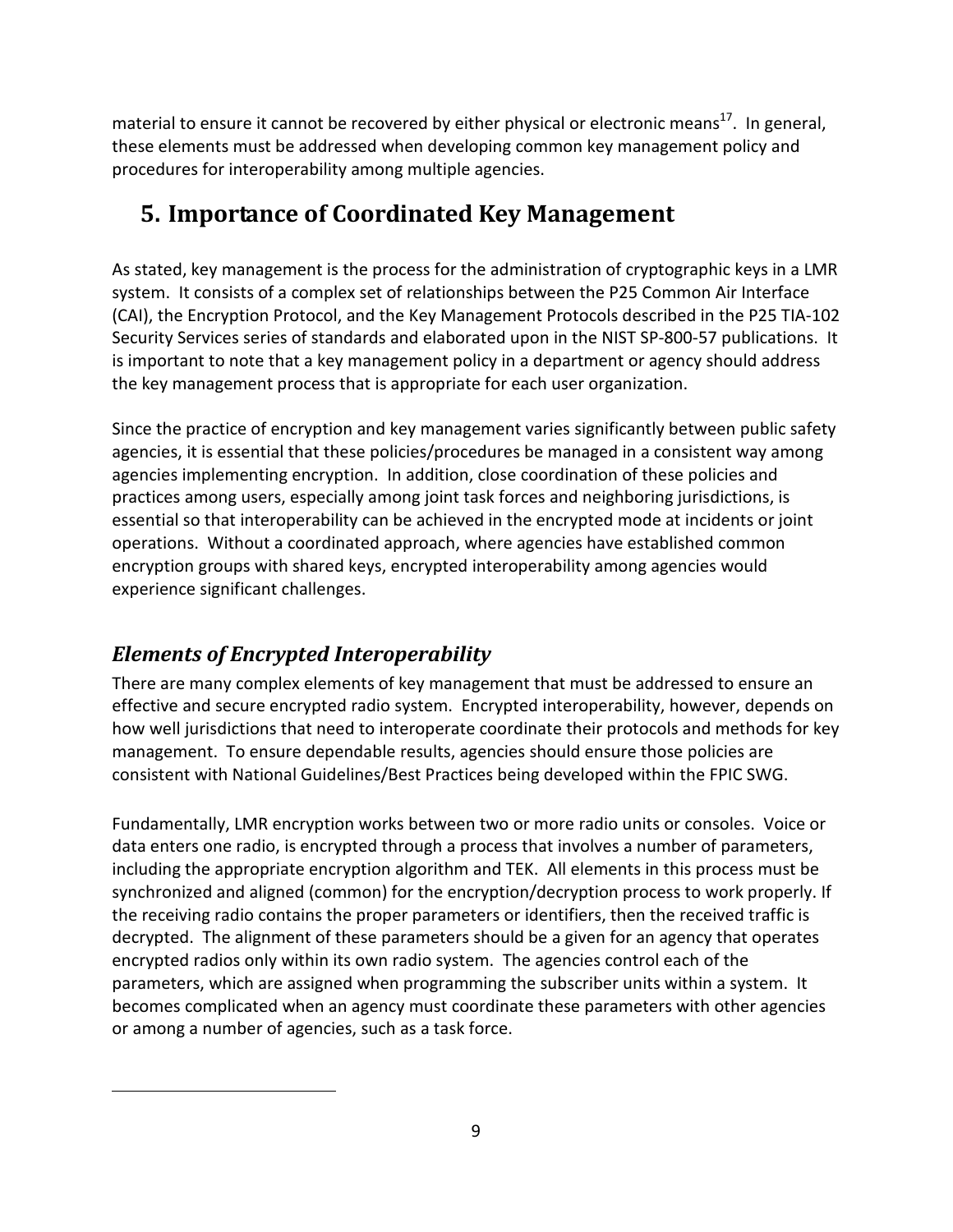material to ensure it cannot be recovered by either physical or electronic means[17]. In general, these elements must be addressed when developing common key management policy and procedures for interoperability among multiple agencies.

# 5. Importance of Coordinated Key Management

As stated, key management is the process for the administration of cryptographic keys in a LMR system. It consists of a complex set of relationships between the P25 Common Air Interface (CAI), the Encryption Protocol, and the Key Management Protocols described in the P25 TIA-102 Security Services series of standards and elaborated upon in the NIST SP-800-57 publications. It is important to note that a key management policy in a department or agency should address the key management process that is appropriate for each user organization.

Since the practice of encryption and key management varies significantly between public safety agencies, it is essential that these policies/procedures be managed in a consistent way among agencies implementing encryption. In addition, close coordination of these policies and practices among users, especially among joint task forces and neighboring jurisdictions, is essential so that interoperability can be achieved in the encrypted mode at incidents or joint operations. Without a coordinated approach, where agencies have established common encryption groups with shared keys, encrypted interoperability among agencies would experience significant challenges.

## *Elements of Encrypted Interoperability*

There are many complex elements of key management that must be addressed to ensure an effective and secure encrypted radio system. Encrypted interoperability, however, depends on how well jurisdictions that need to interoperate coordinate their protocols and methods for key management. To ensure dependable results, agencies should ensure those policies are consistent with National Guidelines/Best Practices being developed within the FPIC SWG.

Fundamentally, LMR encryption works between two or more radio units or consoles. Voice or data enters one radio, is encrypted through a process that involves a number of parameters, including the appropriate encryption algorithm and TEK. All elements in this process must be synchronized and aligned (common) for the encryption/decryption process to work properly. If the receiving radio contains the proper parameters or identifiers, then the received traffic is decrypted. The alignment of these parameters should be a given for an agency that operates encrypted radios only within its own radio system. The agencies control each of the parameters, which are assigned when programming the subscriber units within a system. It becomes complicated when an agency must coordinate these parameters with other agencies or among a number of agencies, such as a task force.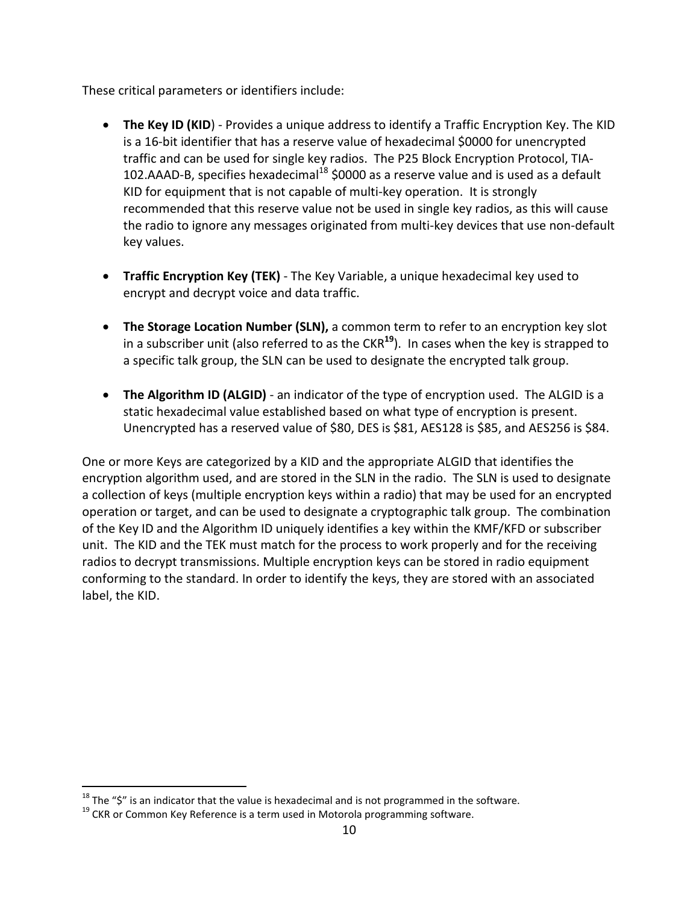These critical parameters or identifiers include:

- **The Key ID (KID**) - Provides a unique address to identify a Traffic Encryption Key. The KID is a 16-bit identifier that has a reserve value of hexadecimal $0000 for unencrypted traffic and can be used for single key radios. The P25 Block Encryption Protocol, TIA-102.AAAD-B, specifies hexadecimal[18] $0000 as a reserve value and is used as a default KID for equipment that is not capable of multi-key operation. It is strongly recommended that this reserve value not be used in single key radios, as this will cause the radio to ignore any messages originated from multi-key devices that use non-default key values.

- **Traffic Encryption Key (TEK)** - The Key Variable, a unique hexadecimal key used to encrypt and decrypt voice and data traffic.

- **The Storage Location Number (SLN),** a common term to refer to an encryption key slot in a subscriber unit (also referred to as the CKR[19]). In cases when the key is strapped to a specific talk group, the SLN can be used to designate the encrypted talk group.

- **The Algorithm ID (ALGID)** - an indicator of the type of encryption used. The ALGID is a static hexadecimal value established based on what type of encryption is present. Unencrypted has a reserved value of $80, DES is $81, AES128 is $85, and AES256 is $84.

One or more Keys are categorized by a KID and the appropriate ALGID that identifies the encryption algorithm used, and are stored in the SLN in the radio. The SLN is used to designate a collection of keys (multiple encryption keys within a radio) that may be used for an encrypted operation or target, and can be used to designate a cryptographic talk group. The combination of the Key ID and the Algorithm ID uniquely identifies a key within the KMF/KFD or subscriber unit. The KID and the TEK must match for the process to work properly and for the receiving radios to decrypt transmissions. Multiple encryption keys can be stored in radio equipment conforming to the standard. In order to identify the keys, they are stored with an associated label, the KID.

[18] The "$" is an indicator that the value is hexadecimal and is not programmed in the software.

[19] CKR or Common Key Reference is a term used in Motorola programming software.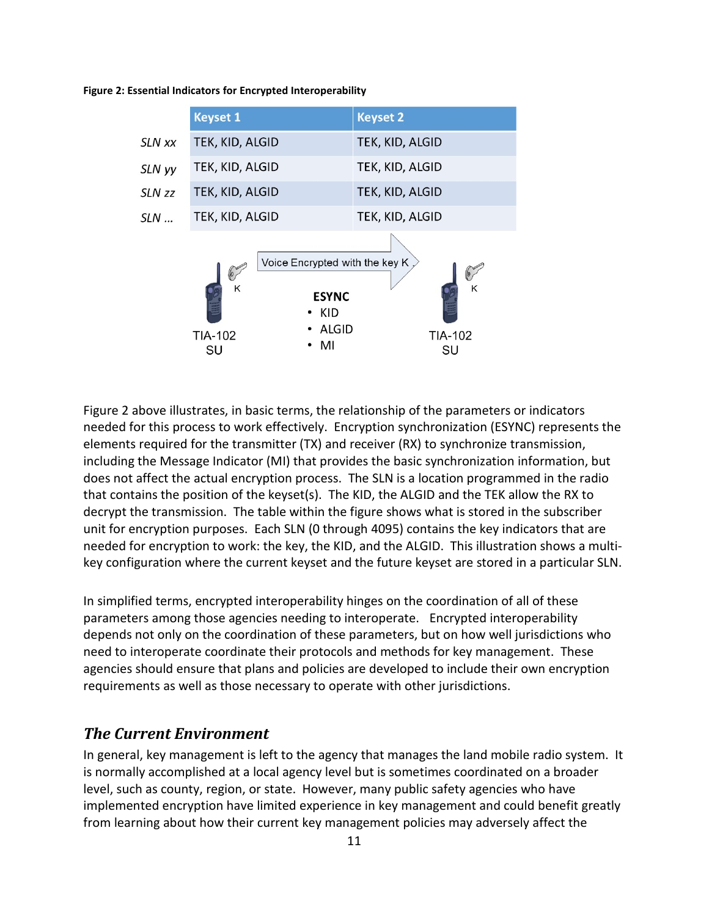**Figure 2: Essential Indicators for Encrypted Interoperability**

| | Keyset 1 | Keyset 2 |
|---|---|---|
| *SLN xx* | TEK, KID, ALGID | TEK, KID, ALGID |
| *SLN yy* | TEK, KID, ALGID | TEK, KID, ALGID |
| *SLN zz* | TEK, KID, ALGID | TEK, KID, ALGID |
| *SLN …* | TEK, KID, ALGID | TEK, KID, ALGID |

TIA-102 SU — K — Voice Encrypted with the key K → TIA-102 SU — K

**ESYNC**

- KID
- ALGID
- MI

Figure 2 above illustrates, in basic terms, the relationship of the parameters or indicators needed for this process to work effectively. Encryption synchronization (ESYNC) represents the elements required for the transmitter (TX) and receiver (RX) to synchronize transmission, including the Message Indicator (MI) that provides the basic synchronization information, but does not affect the actual encryption process. The SLN is a location programmed in the radio that contains the position of the keyset(s). The KID, the ALGID and the TEK allow the RX to decrypt the transmission. The table within the figure shows what is stored in the subscriber unit for encryption purposes. Each SLN (0 through 4095) contains the key indicators that are needed for encryption to work: the key, the KID, and the ALGID. This illustration shows a multi-key configuration where the current keyset and the future keyset are stored in a particular SLN.

In simplified terms, encrypted interoperability hinges on the coordination of all of these parameters among those agencies needing to interoperate. Encrypted interoperability depends not only on the coordination of these parameters, but on how well jurisdictions who need to interoperate coordinate their protocols and methods for key management. These agencies should ensure that plans and policies are developed to include their own encryption requirements as well as those necessary to operate with other jurisdictions.

## *The Current Environment*

In general, key management is left to the agency that manages the land mobile radio system. It is normally accomplished at a local agency level but is sometimes coordinated on a broader level, such as county, region, or state. However, many public safety agencies who have implemented encryption have limited experience in key management and could benefit greatly from learning about how their current key management policies may adversely affect the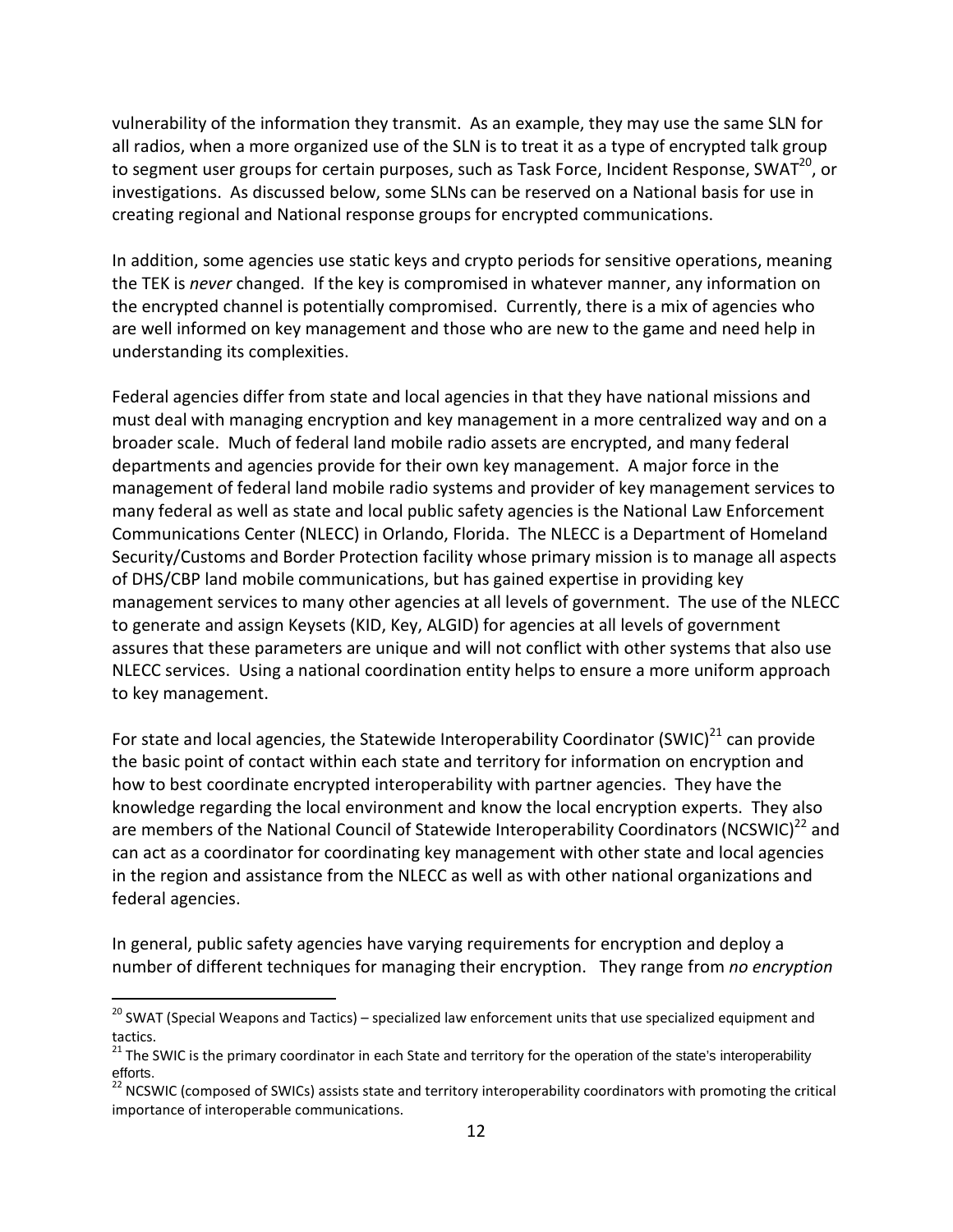vulnerability of the information they transmit. As an example, they may use the same SLN for all radios, when a more organized use of the SLN is to treat it as a type of encrypted talk group to segment user groups for certain purposes, such as Task Force, Incident Response, SWAT[20], or investigations. As discussed below, some SLNs can be reserved on a National basis for use in creating regional and National response groups for encrypted communications.

In addition, some agencies use static keys and crypto periods for sensitive operations, meaning the TEK is *never* changed. If the key is compromised in whatever manner, any information on the encrypted channel is potentially compromised. Currently, there is a mix of agencies who are well informed on key management and those who are new to the game and need help in understanding its complexities.

Federal agencies differ from state and local agencies in that they have national missions and must deal with managing encryption and key management in a more centralized way and on a broader scale. Much of federal land mobile radio assets are encrypted, and many federal departments and agencies provide for their own key management. A major force in the management of federal land mobile radio systems and provider of key management services to many federal as well as state and local public safety agencies is the National Law Enforcement Communications Center (NLECC) in Orlando, Florida. The NLECC is a Department of Homeland Security/Customs and Border Protection facility whose primary mission is to manage all aspects of DHS/CBP land mobile communications, but has gained expertise in providing key management services to many other agencies at all levels of government. The use of the NLECC to generate and assign Keysets (KID, Key, ALGID) for agencies at all levels of government assures that these parameters are unique and will not conflict with other systems that also use NLECC services. Using a national coordination entity helps to ensure a more uniform approach to key management.

For state and local agencies, the Statewide Interoperability Coordinator (SWIC)[21] can provide the basic point of contact within each state and territory for information on encryption and how to best coordinate encrypted interoperability with partner agencies. They have the knowledge regarding the local environment and know the local encryption experts. They also are members of the National Council of Statewide Interoperability Coordinators (NCSWIC)[22] and can act as a coordinator for coordinating key management with other state and local agencies in the region and assistance from the NLECC as well as with other national organizations and federal agencies.

In general, public safety agencies have varying requirements for encryption and deploy a number of different techniques for managing their encryption. They range from *no encryption*

---

[20] SWAT (Special Weapons and Tactics) – specialized law enforcement units that use specialized equipment and tactics.

[21] The SWIC is the primary coordinator in each State and territory for the operation of the state's interoperability efforts.

[22] NCSWIC (composed of SWICs) assists state and territory interoperability coordinators with promoting the critical importance of interoperable communications.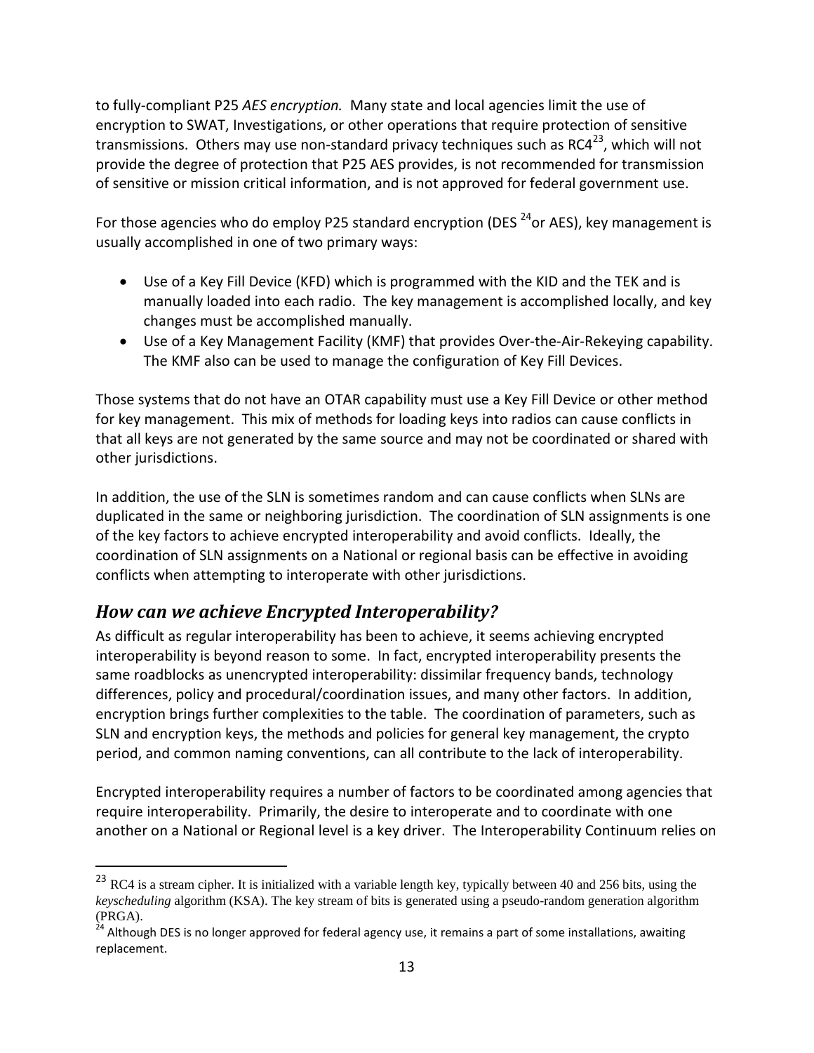to fully-compliant P25 *AES encryption.* Many state and local agencies limit the use of encryption to SWAT, Investigations, or other operations that require protection of sensitive transmissions. Others may use non-standard privacy techniques such as RC4[23], which will not provide the degree of protection that P25 AES provides, is not recommended for transmission of sensitive or mission critical information, and is not approved for federal government use.

For those agencies who do employ P25 standard encryption (DES [24]or AES), key management is usually accomplished in one of two primary ways:

- Use of a Key Fill Device (KFD) which is programmed with the KID and the TEK and is manually loaded into each radio. The key management is accomplished locally, and key changes must be accomplished manually.
- Use of a Key Management Facility (KMF) that provides Over-the-Air-Rekeying capability. The KMF also can be used to manage the configuration of Key Fill Devices.

Those systems that do not have an OTAR capability must use a Key Fill Device or other method for key management. This mix of methods for loading keys into radios can cause conflicts in that all keys are not generated by the same source and may not be coordinated or shared with other jurisdictions.

In addition, the use of the SLN is sometimes random and can cause conflicts when SLNs are duplicated in the same or neighboring jurisdiction. The coordination of SLN assignments is one of the key factors to achieve encrypted interoperability and avoid conflicts. Ideally, the coordination of SLN assignments on a National or regional basis can be effective in avoiding conflicts when attempting to interoperate with other jurisdictions.

## *How can we achieve Encrypted Interoperability?*

As difficult as regular interoperability has been to achieve, it seems achieving encrypted interoperability is beyond reason to some. In fact, encrypted interoperability presents the same roadblocks as unencrypted interoperability: dissimilar frequency bands, technology differences, policy and procedural/coordination issues, and many other factors. In addition, encryption brings further complexities to the table. The coordination of parameters, such as SLN and encryption keys, the methods and policies for general key management, the crypto period, and common naming conventions, can all contribute to the lack of interoperability.

Encrypted interoperability requires a number of factors to be coordinated among agencies that require interoperability. Primarily, the desire to interoperate and to coordinate with one another on a National or Regional level is a key driver. The Interoperability Continuum relies on

---

[23] RC4 is a stream cipher. It is initialized with a variable length key, typically between 40 and 256 bits, using the *keyscheduling* algorithm (KSA). The key stream of bits is generated using a pseudo-random generation algorithm (PRGA).

[24] Although DES is no longer approved for federal agency use, it remains a part of some installations, awaiting replacement.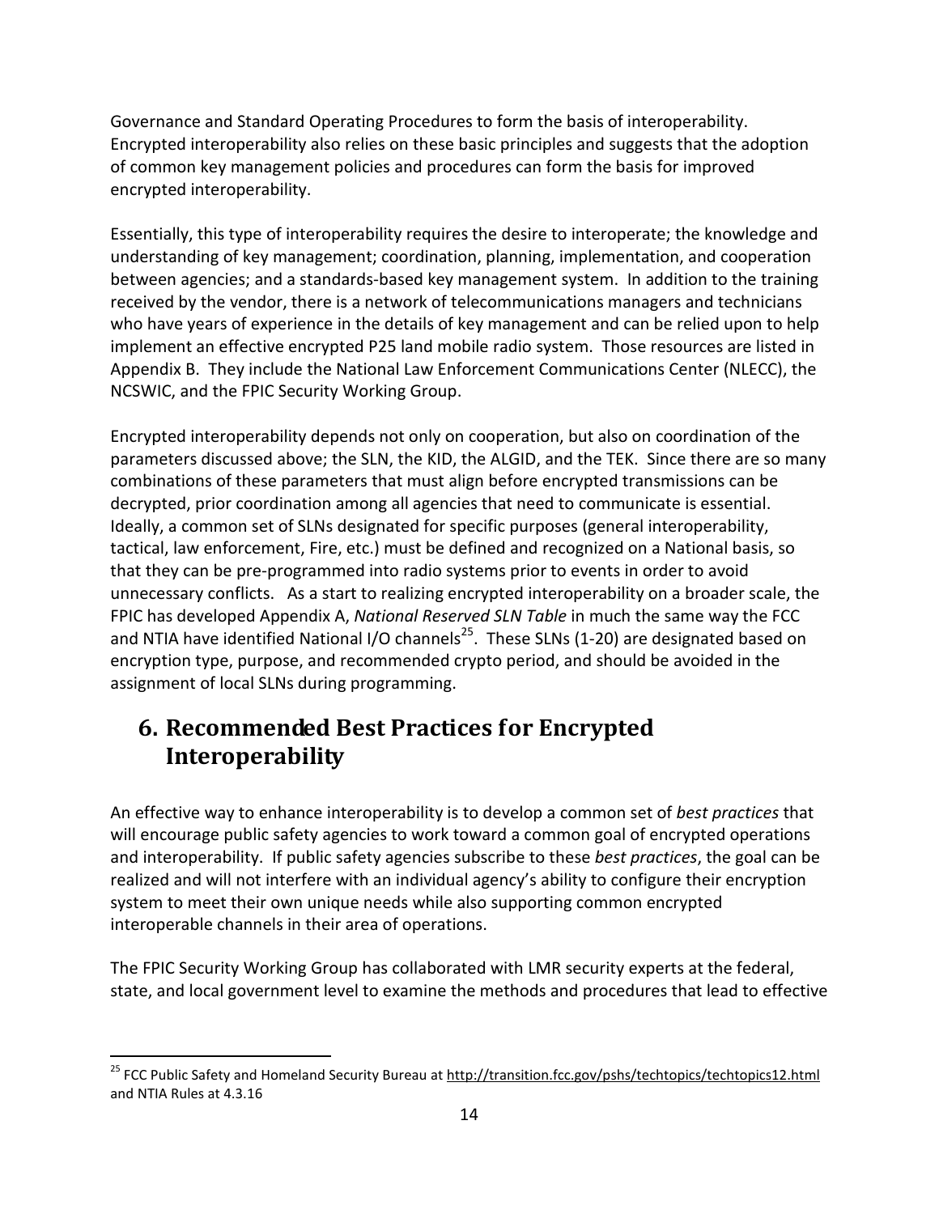Governance and Standard Operating Procedures to form the basis of interoperability. Encrypted interoperability also relies on these basic principles and suggests that the adoption of common key management policies and procedures can form the basis for improved encrypted interoperability.

Essentially, this type of interoperability requires the desire to interoperate; the knowledge and understanding of key management; coordination, planning, implementation, and cooperation between agencies; and a standards-based key management system. In addition to the training received by the vendor, there is a network of telecommunications managers and technicians who have years of experience in the details of key management and can be relied upon to help implement an effective encrypted P25 land mobile radio system. Those resources are listed in Appendix B. They include the National Law Enforcement Communications Center (NLECC), the NCSWIC, and the FPIC Security Working Group.

Encrypted interoperability depends not only on cooperation, but also on coordination of the parameters discussed above; the SLN, the KID, the ALGID, and the TEK. Since there are so many combinations of these parameters that must align before encrypted transmissions can be decrypted, prior coordination among all agencies that need to communicate is essential. Ideally, a common set of SLNs designated for specific purposes (general interoperability, tactical, law enforcement, Fire, etc.) must be defined and recognized on a National basis, so that they can be pre-programmed into radio systems prior to events in order to avoid unnecessary conflicts. As a start to realizing encrypted interoperability on a broader scale, the FPIC has developed Appendix A, *National Reserved SLN Table* in much the same way the FCC and NTIA have identified National I/O channels[25]. These SLNs (1-20) are designated based on encryption type, purpose, and recommended crypto period, and should be avoided in the assignment of local SLNs during programming.

## 6. Recommended Best Practices for Encrypted Interoperability

An effective way to enhance interoperability is to develop a common set of *best practices* that will encourage public safety agencies to work toward a common goal of encrypted operations and interoperability. If public safety agencies subscribe to these *best practices*, the goal can be realized and will not interfere with an individual agency's ability to configure their encryption system to meet their own unique needs while also supporting common encrypted interoperable channels in their area of operations.

The FPIC Security Working Group has collaborated with LMR security experts at the federal, state, and local government level to examine the methods and procedures that lead to effective

---

[25] FCC Public Safety and Homeland Security Bureau at http://transition.fcc.gov/pshs/techtopics/techtopics12.html and NTIA Rules at 4.3.16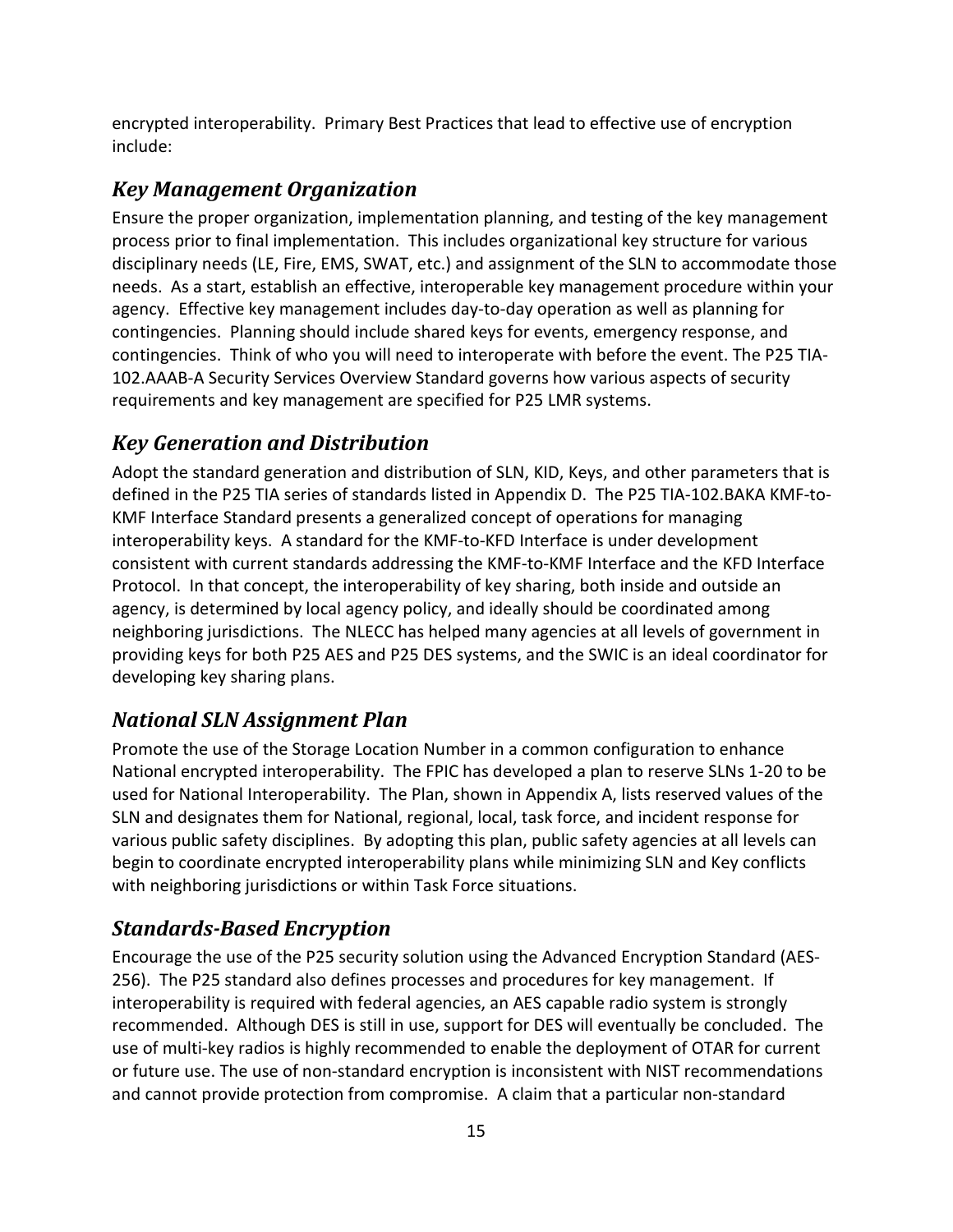encrypted interoperability. Primary Best Practices that lead to effective use of encryption include:

### *Key Management Organization*

Ensure the proper organization, implementation planning, and testing of the key management process prior to final implementation. This includes organizational key structure for various disciplinary needs (LE, Fire, EMS, SWAT, etc.) and assignment of the SLN to accommodate those needs. As a start, establish an effective, interoperable key management procedure within your agency. Effective key management includes day-to-day operation as well as planning for contingencies. Planning should include shared keys for events, emergency response, and contingencies. Think of who you will need to interoperate with before the event. The P25 TIA-102.AAAB-A Security Services Overview Standard governs how various aspects of security requirements and key management are specified for P25 LMR systems.

### *Key Generation and Distribution*

Adopt the standard generation and distribution of SLN, KID, Keys, and other parameters that is defined in the P25 TIA series of standards listed in Appendix D. The P25 TIA-102.BAKA KMF-to-KMF Interface Standard presents a generalized concept of operations for managing interoperability keys. A standard for the KMF-to-KFD Interface is under development consistent with current standards addressing the KMF-to-KMF Interface and the KFD Interface Protocol. In that concept, the interoperability of key sharing, both inside and outside an agency, is determined by local agency policy, and ideally should be coordinated among neighboring jurisdictions. The NLECC has helped many agencies at all levels of government in providing keys for both P25 AES and P25 DES systems, and the SWIC is an ideal coordinator for developing key sharing plans.

### *National SLN Assignment Plan*

Promote the use of the Storage Location Number in a common configuration to enhance National encrypted interoperability. The FPIC has developed a plan to reserve SLNs 1-20 to be used for National Interoperability. The Plan, shown in Appendix A, lists reserved values of the SLN and designates them for National, regional, local, task force, and incident response for various public safety disciplines. By adopting this plan, public safety agencies at all levels can begin to coordinate encrypted interoperability plans while minimizing SLN and Key conflicts with neighboring jurisdictions or within Task Force situations.

### *Standards-Based Encryption*

Encourage the use of the P25 security solution using the Advanced Encryption Standard (AES-256). The P25 standard also defines processes and procedures for key management. If interoperability is required with federal agencies, an AES capable radio system is strongly recommended. Although DES is still in use, support for DES will eventually be concluded. The use of multi-key radios is highly recommended to enable the deployment of OTAR for current or future use. The use of non-standard encryption is inconsistent with NIST recommendations and cannot provide protection from compromise. A claim that a particular non-standard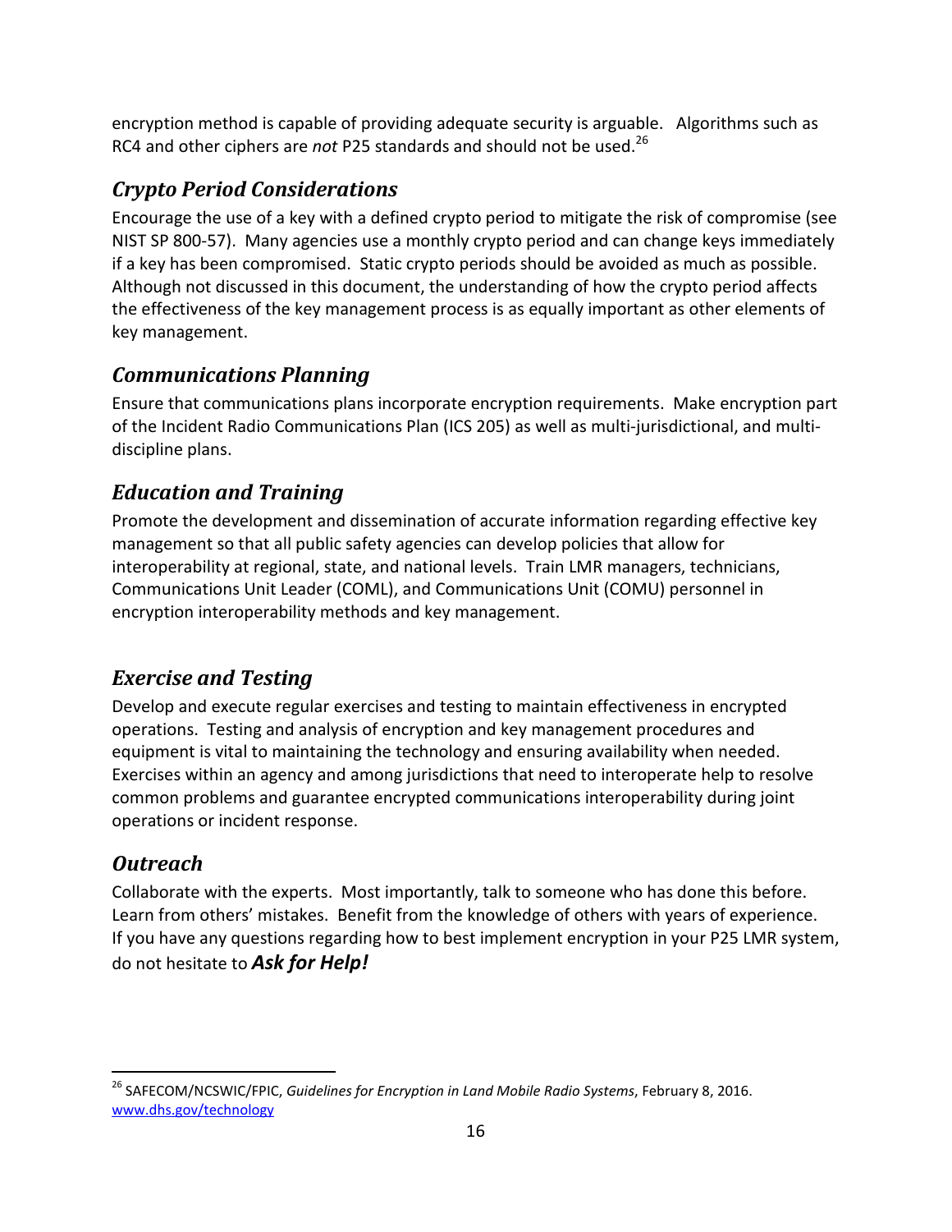encryption method is capable of providing adequate security is arguable. Algorithms such as RC4 and other ciphers are *not* P25 standards and should not be used.[26]

## *Crypto Period Considerations*

Encourage the use of a key with a defined crypto period to mitigate the risk of compromise (see NIST SP 800-57). Many agencies use a monthly crypto period and can change keys immediately if a key has been compromised. Static crypto periods should be avoided as much as possible. Although not discussed in this document, the understanding of how the crypto period affects the effectiveness of the key management process is as equally important as other elements of key management.

## *Communications Planning*

Ensure that communications plans incorporate encryption requirements. Make encryption part of the Incident Radio Communications Plan (ICS 205) as well as multi-jurisdictional, and multi-discipline plans.

## *Education and Training*

Promote the development and dissemination of accurate information regarding effective key management so that all public safety agencies can develop policies that allow for interoperability at regional, state, and national levels. Train LMR managers, technicians, Communications Unit Leader (COML), and Communications Unit (COMU) personnel in encryption interoperability methods and key management.

## *Exercise and Testing*

Develop and execute regular exercises and testing to maintain effectiveness in encrypted operations. Testing and analysis of encryption and key management procedures and equipment is vital to maintaining the technology and ensuring availability when needed. Exercises within an agency and among jurisdictions that need to interoperate help to resolve common problems and guarantee encrypted communications interoperability during joint operations or incident response.

## *Outreach*

Collaborate with the experts. Most importantly, talk to someone who has done this before. Learn from others' mistakes. Benefit from the knowledge of others with years of experience. If you have any questions regarding how to best implement encryption in your P25 LMR system, do not hesitate to ***Ask for Help!***

---

[26] SAFECOM/NCSWIC/FPIC, *Guidelines for Encryption in Land Mobile Radio Systems*, February 8, 2016. www.dhs.gov/technology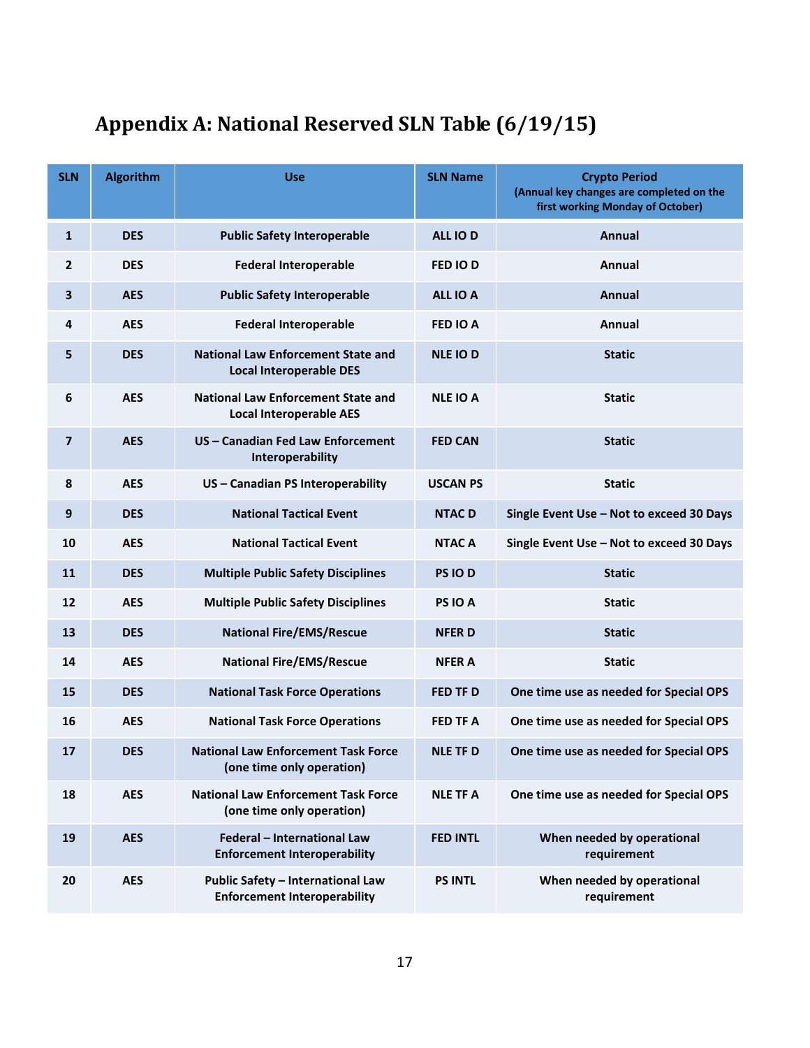# Appendix A: National Reserved SLN Table (6/19/15)

| SLN | Algorithm | Use | SLN Name | Crypto Period (Annual key changes are completed on the first working Monday of October) |
|---|---|---|---|---|
| 1 | DES | Public Safety Interoperable | ALL IO D | Annual |
| 2 | DES | Federal Interoperable | FED IO D | Annual |
| 3 | AES | Public Safety Interoperable | ALL IO A | Annual |
| 4 | AES | Federal Interoperable | FED IO A | Annual |
| 5 | DES | National Law Enforcement State and Local Interoperable DES | NLE IO D | Static |
| 6 | AES | National Law Enforcement State and Local Interoperable AES | NLE IO A | Static |
| 7 | AES | US – Canadian Fed Law Enforcement Interoperability | FED CAN | Static |
| 8 | AES | US – Canadian PS Interoperability | USCAN PS | Static |
| 9 | DES | National Tactical Event | NTAC D | Single Event Use – Not to exceed 30 Days |
| 10 | AES | National Tactical Event | NTAC A | Single Event Use – Not to exceed 30 Days |
| 11 | DES | Multiple Public Safety Disciplines | PS IO D | Static |
| 12 | AES | Multiple Public Safety Disciplines | PS IO A | Static |
| 13 | DES | National Fire/EMS/Rescue | NFER D | Static |
| 14 | AES | National Fire/EMS/Rescue | NFER A | Static |
| 15 | DES | National Task Force Operations | FED TF D | One time use as needed for Special OPS |
| 16 | AES | National Task Force Operations | FED TF A | One time use as needed for Special OPS |
| 17 | DES | National Law Enforcement Task Force (one time only operation) | NLE TF D | One time use as needed for Special OPS |
| 18 | AES | National Law Enforcement Task Force (one time only operation) | NLE TF A | One time use as needed for Special OPS |
| 19 | AES | Federal – International Law Enforcement Interoperability | FED INTL | When needed by operational requirement |
| 20 | AES | Public Safety – International Law Enforcement Interoperability | PS INTL | When needed by operational requirement |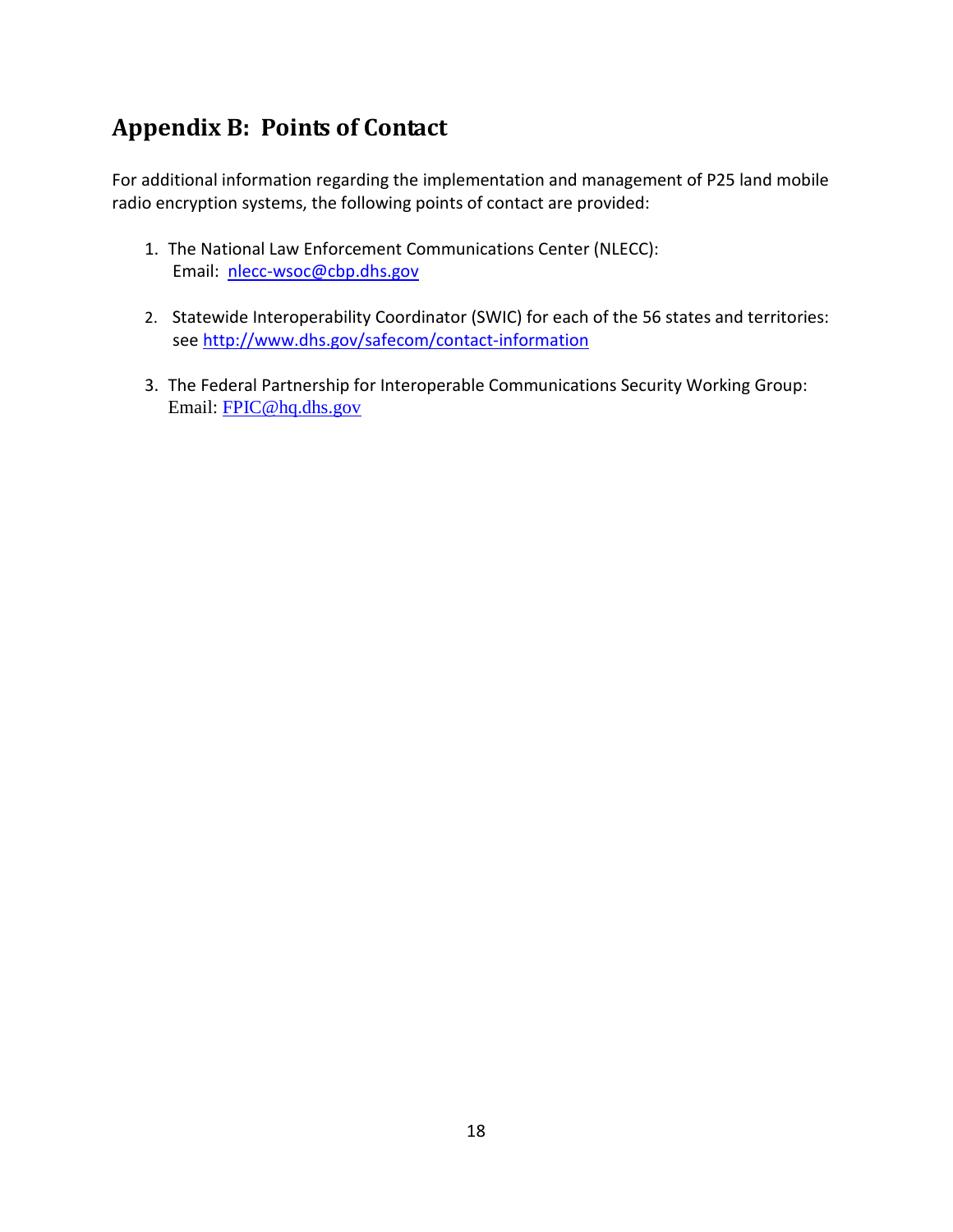## Appendix B: Points of Contact

For additional information regarding the implementation and management of P25 land mobile radio encryption systems, the following points of contact are provided:

1. The National Law Enforcement Communications Center (NLECC):
   Email: nlecc-wsoc@cbp.dhs.gov

2. Statewide Interoperability Coordinator (SWIC) for each of the 56 states and territories: see http://www.dhs.gov/safecom/contact-information

3. The Federal Partnership for Interoperable Communications Security Working Group:
   Email: FPIC@hq.dhs.gov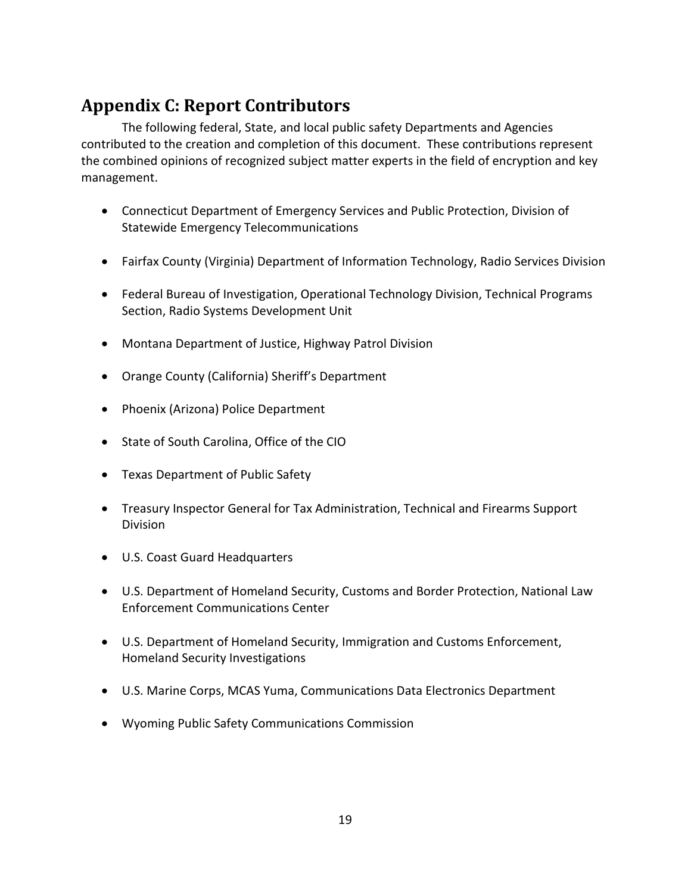## Appendix C: Report Contributors

The following federal, State, and local public safety Departments and Agencies contributed to the creation and completion of this document. These contributions represent the combined opinions of recognized subject matter experts in the field of encryption and key management.

- Connecticut Department of Emergency Services and Public Protection, Division of Statewide Emergency Telecommunications
- Fairfax County (Virginia) Department of Information Technology, Radio Services Division
- Federal Bureau of Investigation, Operational Technology Division, Technical Programs Section, Radio Systems Development Unit
- Montana Department of Justice, Highway Patrol Division
- Orange County (California) Sheriff's Department
- Phoenix (Arizona) Police Department
- State of South Carolina, Office of the CIO
- Texas Department of Public Safety
- Treasury Inspector General for Tax Administration, Technical and Firearms Support Division
- U.S. Coast Guard Headquarters
- U.S. Department of Homeland Security, Customs and Border Protection, National Law Enforcement Communications Center
- U.S. Department of Homeland Security, Immigration and Customs Enforcement, Homeland Security Investigations
- U.S. Marine Corps, MCAS Yuma, Communications Data Electronics Department
- Wyoming Public Safety Communications Commission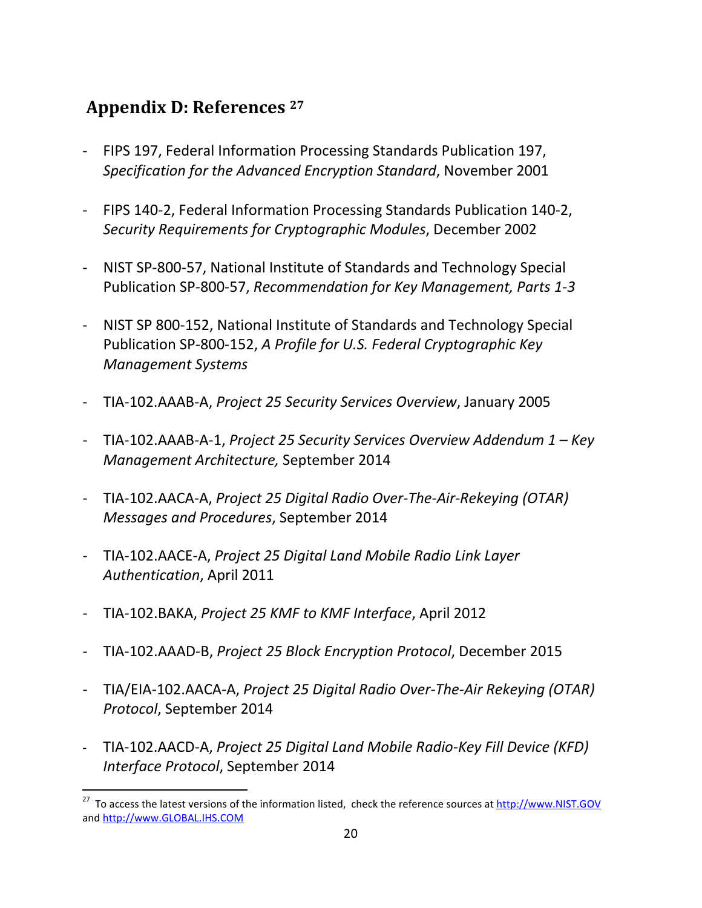## Appendix D: References [27]

- FIPS 197, Federal Information Processing Standards Publication 197, *Specification for the Advanced Encryption Standard*, November 2001

- FIPS 140-2, Federal Information Processing Standards Publication 140-2, *Security Requirements for Cryptographic Modules*, December 2002

- NIST SP-800-57, National Institute of Standards and Technology Special Publication SP-800-57, *Recommendation for Key Management, Parts 1-3*

- NIST SP 800-152, National Institute of Standards and Technology Special Publication SP-800-152, *A Profile for U.S. Federal Cryptographic Key Management Systems*

- TIA-102.AAAB-A, *Project 25 Security Services Overview*, January 2005

- TIA-102.AAAB-A-1, *Project 25 Security Services Overview Addendum 1 – Key Management Architecture,* September 2014

- TIA-102.AACA-A, *Project 25 Digital Radio Over-The-Air-Rekeying (OTAR) Messages and Procedures*, September 2014

- TIA-102.AACE-A, *Project 25 Digital Land Mobile Radio Link Layer Authentication*, April 2011

- TIA-102.BAKA, *Project 25 KMF to KMF Interface*, April 2012

- TIA-102.AAAD-B, *Project 25 Block Encryption Protocol*, December 2015

- TIA/EIA-102.AACA-A, *Project 25 Digital Radio Over-The-Air Rekeying (OTAR) Protocol*, September 2014

- TIA-102.AACD-A, *Project 25 Digital Land Mobile Radio-Key Fill Device (KFD) Interface Protocol*, September 2014

---

[27] To access the latest versions of the information listed, check the reference sources at http://www.NIST.GOV and http://www.GLOBAL.IHS.COM